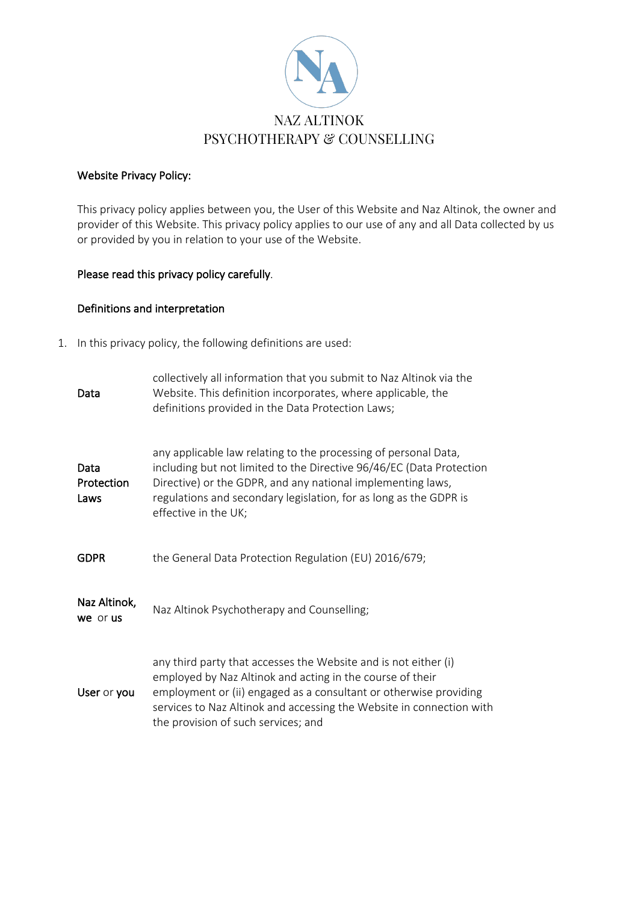NAZ ALTINOK
PSYCHOTHERAPY & COUNSELLING

**Website Privacy Policy:**

This privacy policy applies between you, the User of this Website and Naz Altinok, the owner and provider of this Website. This privacy policy applies to our use of any and all Data collected by us or provided by you in relation to your use of the Website.

**Please read this privacy policy carefully**.

**Definitions and interpretation**

1. In this privacy policy, the following definitions are used:

| | |
|---|---|
| **Data** | collectively all information that you submit to Naz Altinok via the Website. This definition incorporates, where applicable, the definitions provided in the Data Protection Laws; |
| **Data Protection Laws** | any applicable law relating to the processing of personal Data, including but not limited to the Directive 96/46/EC (Data Protection Directive) or the GDPR, and any national implementing laws, regulations and secondary legislation, for as long as the GDPR is effective in the UK; |
| **GDPR** | the General Data Protection Regulation (EU) 2016/679; |
| **Naz Altinok, we** or **us** | Naz Altinok Psychotherapy and Counselling; |
| **User** or **you** | any third party that accesses the Website and is not either (i) employed by Naz Altinok and acting in the course of their employment or (ii) engaged as a consultant or otherwise providing services to Naz Altinok and accessing the Website in connection with the provision of such services; and |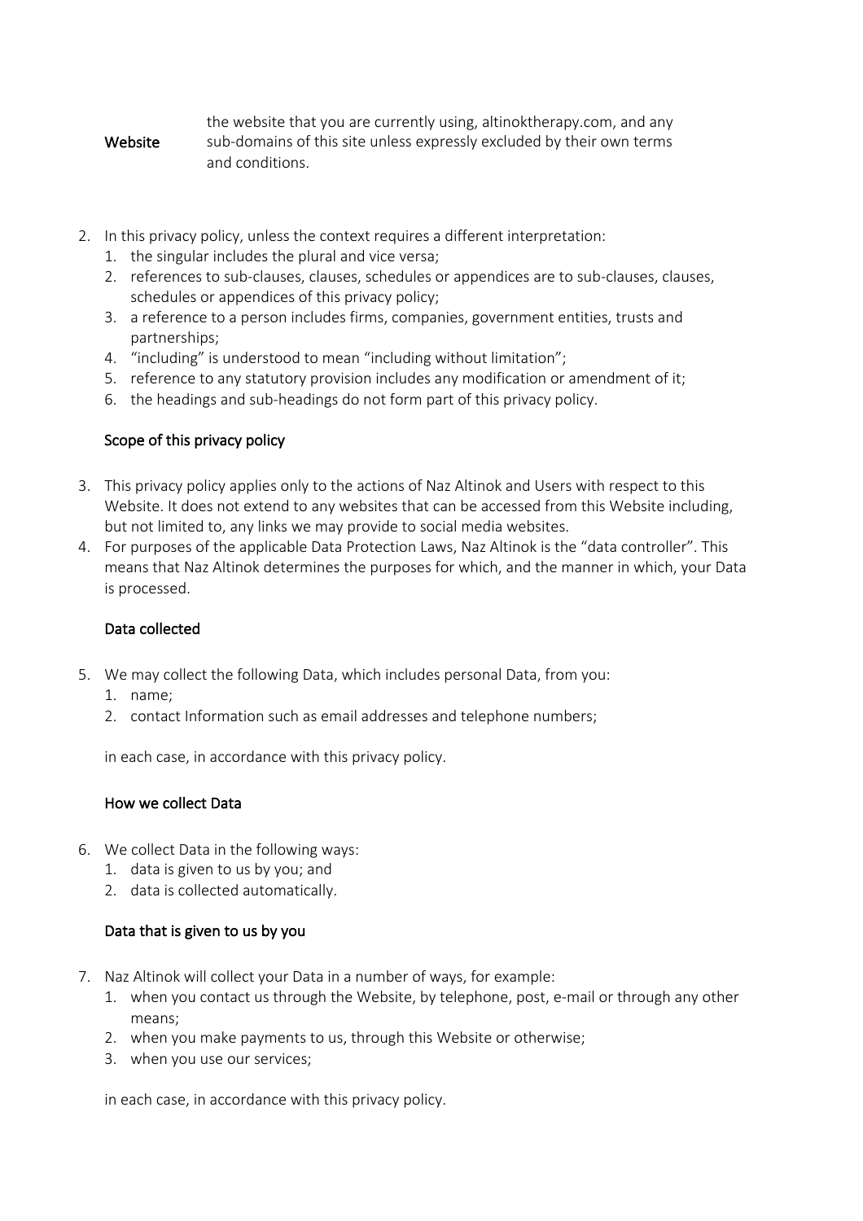| | |
|---|---|
| **Website** | the website that you are currently using, altinoktherapy.com, and any sub-domains of this site unless expressly excluded by their own terms and conditions. |

2. In this privacy policy, unless the context requires a different interpretation:
    1. the singular includes the plural and vice versa;
    2. references to sub-clauses, clauses, schedules or appendices are to sub-clauses, clauses, schedules or appendices of this privacy policy;
    3. a reference to a person includes firms, companies, government entities, trusts and partnerships;
    4. “including” is understood to mean “including without limitation”;
    5. reference to any statutory provision includes any modification or amendment of it;
    6. the headings and sub-headings do not form part of this privacy policy.

## Scope of this privacy policy

3. This privacy policy applies only to the actions of Naz Altinok and Users with respect to this Website. It does not extend to any websites that can be accessed from this Website including, but not limited to, any links we may provide to social media websites.
4. For purposes of the applicable Data Protection Laws, Naz Altinok is the “data controller”. This means that Naz Altinok determines the purposes for which, and the manner in which, your Data is processed.

## Data collected

5. We may collect the following Data, which includes personal Data, from you:
    1. name;
    2. contact Information such as email addresses and telephone numbers;

    in each case, in accordance with this privacy policy.

## How we collect Data

6. We collect Data in the following ways:
    1. data is given to us by you; and
    2. data is collected automatically.

## Data that is given to us by you

7. Naz Altinok will collect your Data in a number of ways, for example:
    1. when you contact us through the Website, by telephone, post, e-mail or through any other means;
    2. when you make payments to us, through this Website or otherwise;
    3. when you use our services;

    in each case, in accordance with this privacy policy.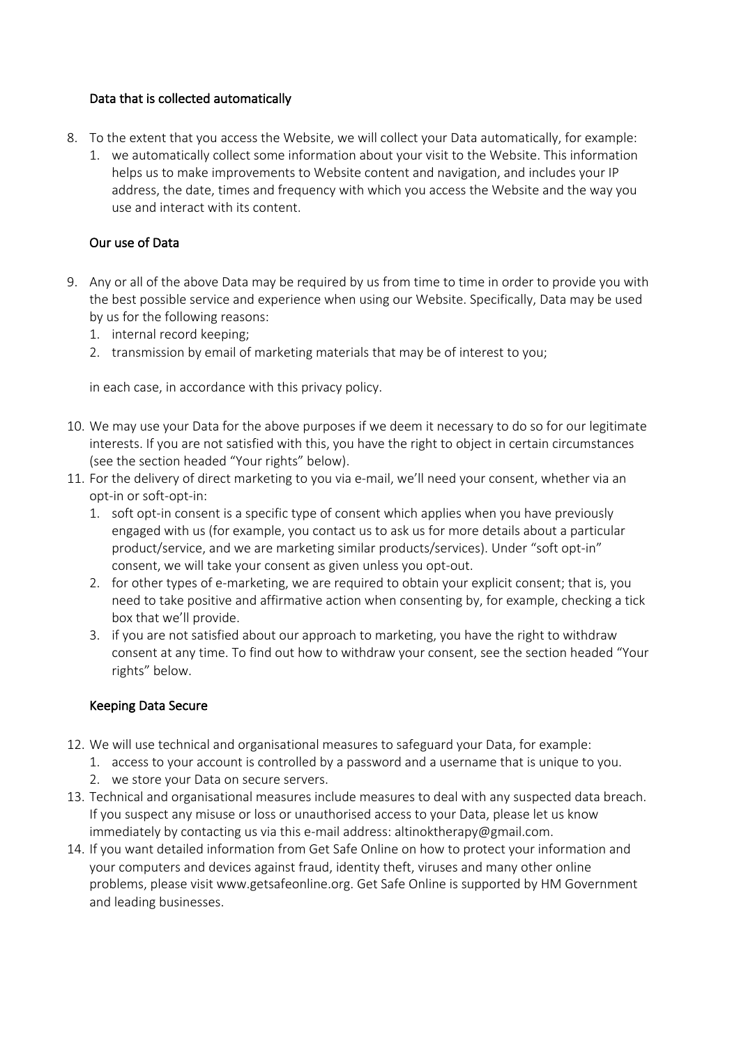### Data that is collected automatically

8. To the extent that you access the Website, we will collect your Data automatically, for example:
    1. we automatically collect some information about your visit to the Website. This information helps us to make improvements to Website content and navigation, and includes your IP address, the date, times and frequency with which you access the Website and the way you use and interact with its content.

### Our use of Data

9. Any or all of the above Data may be required by us from time to time in order to provide you with the best possible service and experience when using our Website. Specifically, Data may be used by us for the following reasons:
    1. internal record keeping;
    2. transmission by email of marketing materials that may be of interest to you;

    in each case, in accordance with this privacy policy.

10. We may use your Data for the above purposes if we deem it necessary to do so for our legitimate interests. If you are not satisfied with this, you have the right to object in certain circumstances (see the section headed "Your rights" below).
11. For the delivery of direct marketing to you via e-mail, we'll need your consent, whether via an opt-in or soft-opt-in:
    1. soft opt-in consent is a specific type of consent which applies when you have previously engaged with us (for example, you contact us to ask us for more details about a particular product/service, and we are marketing similar products/services). Under "soft opt-in" consent, we will take your consent as given unless you opt-out.
    2. for other types of e-marketing, we are required to obtain your explicit consent; that is, you need to take positive and affirmative action when consenting by, for example, checking a tick box that we'll provide.
    3. if you are not satisfied about our approach to marketing, you have the right to withdraw consent at any time. To find out how to withdraw your consent, see the section headed "Your rights" below.

### Keeping Data Secure

12. We will use technical and organisational measures to safeguard your Data, for example:
    1. access to your account is controlled by a password and a username that is unique to you.
    2. we store your Data on secure servers.
13. Technical and organisational measures include measures to deal with any suspected data breach. If you suspect any misuse or loss or unauthorised access to your Data, please let us know immediately by contacting us via this e-mail address: altinoktherapy@gmail.com.
14. If you want detailed information from Get Safe Online on how to protect your information and your computers and devices against fraud, identity theft, viruses and many other online problems, please visit www.getsafeonline.org. Get Safe Online is supported by HM Government and leading businesses.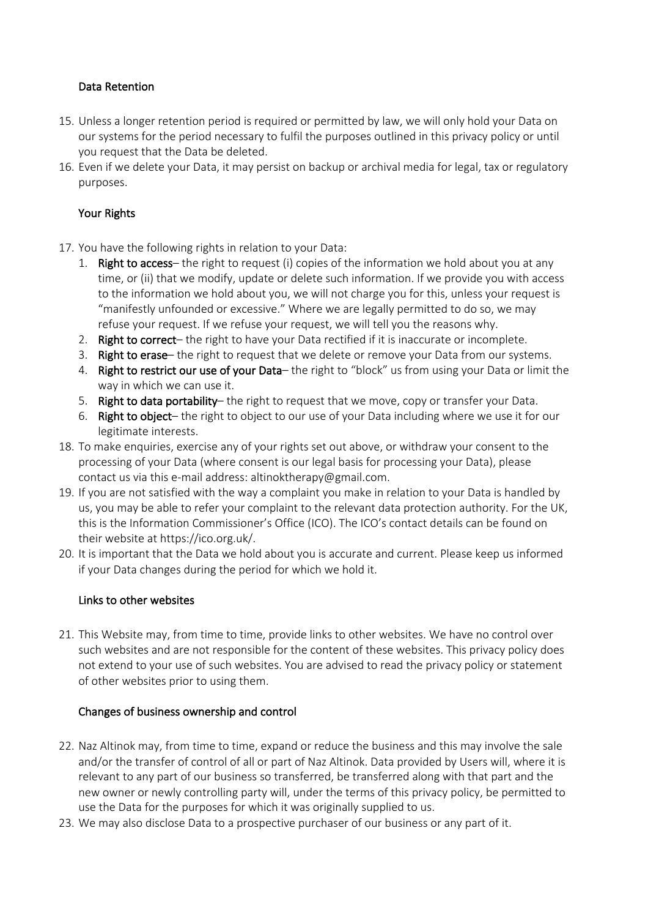## Data Retention

15. Unless a longer retention period is required or permitted by law, we will only hold your Data on our systems for the period necessary to fulfil the purposes outlined in this privacy policy or until you request that the Data be deleted.
16. Even if we delete your Data, it may persist on backup or archival media for legal, tax or regulatory purposes.

## Your Rights

17. You have the following rights in relation to your Data:
    1. **Right to access**– the right to request (i) copies of the information we hold about you at any time, or (ii) that we modify, update or delete such information. If we provide you with access to the information we hold about you, we will not charge you for this, unless your request is "manifestly unfounded or excessive." Where we are legally permitted to do so, we may refuse your request. If we refuse your request, we will tell you the reasons why.
    2. **Right to correct**– the right to have your Data rectified if it is inaccurate or incomplete.
    3. **Right to erase**– the right to request that we delete or remove your Data from our systems.
    4. **Right to restrict our use of your Data**– the right to "block" us from using your Data or limit the way in which we can use it.
    5. **Right to data portability**– the right to request that we move, copy or transfer your Data.
    6. **Right to object**– the right to object to our use of your Data including where we use it for our legitimate interests.
18. To make enquiries, exercise any of your rights set out above, or withdraw your consent to the processing of your Data (where consent is our legal basis for processing your Data), please contact us via this e-mail address: altinoktherapy@gmail.com.
19. If you are not satisfied with the way a complaint you make in relation to your Data is handled by us, you may be able to refer your complaint to the relevant data protection authority. For the UK, this is the Information Commissioner's Office (ICO). The ICO's contact details can be found on their website at https://ico.org.uk/.
20. It is important that the Data we hold about you is accurate and current. Please keep us informed if your Data changes during the period for which we hold it.

## Links to other websites

21. This Website may, from time to time, provide links to other websites. We have no control over such websites and are not responsible for the content of these websites. This privacy policy does not extend to your use of such websites. You are advised to read the privacy policy or statement of other websites prior to using them.

## Changes of business ownership and control

22. Naz Altinok may, from time to time, expand or reduce the business and this may involve the sale and/or the transfer of control of all or part of Naz Altinok. Data provided by Users will, where it is relevant to any part of our business so transferred, be transferred along with that part and the new owner or newly controlling party will, under the terms of this privacy policy, be permitted to use the Data for the purposes for which it was originally supplied to us.
23. We may also disclose Data to a prospective purchaser of our business or any part of it.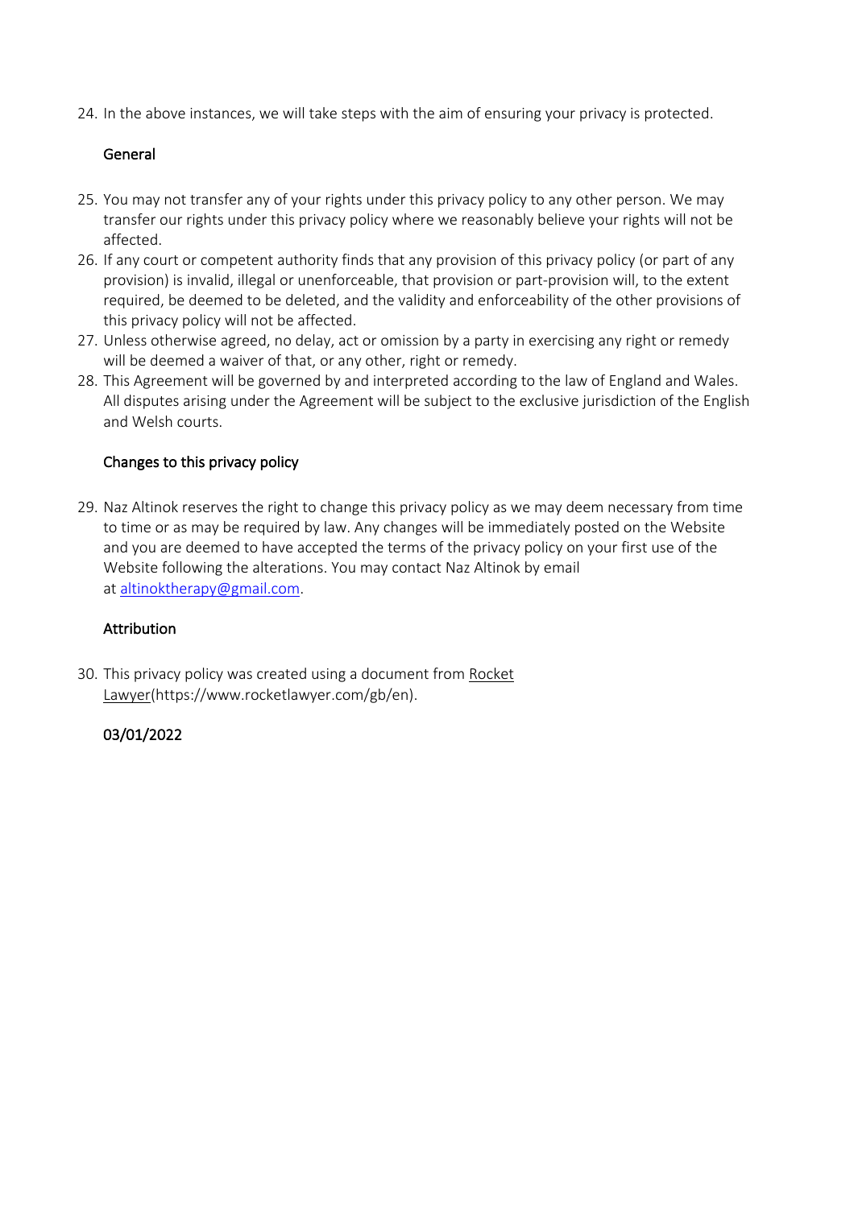24. In the above instances, we will take steps with the aim of ensuring your privacy is protected.

## General

25. You may not transfer any of your rights under this privacy policy to any other person. We may transfer our rights under this privacy policy where we reasonably believe your rights will not be affected.
26. If any court or competent authority finds that any provision of this privacy policy (or part of any provision) is invalid, illegal or unenforceable, that provision or part-provision will, to the extent required, be deemed to be deleted, and the validity and enforceability of the other provisions of this privacy policy will not be affected.
27. Unless otherwise agreed, no delay, act or omission by a party in exercising any right or remedy will be deemed a waiver of that, or any other, right or remedy.
28. This Agreement will be governed by and interpreted according to the law of England and Wales. All disputes arising under the Agreement will be subject to the exclusive jurisdiction of the English and Welsh courts.

## Changes to this privacy policy

29. Naz Altinok reserves the right to change this privacy policy as we may deem necessary from time to time or as may be required by law. Any changes will be immediately posted on the Website and you are deemed to have accepted the terms of the privacy policy on your first use of the Website following the alterations. You may contact Naz Altinok by email at altinoktherapy@gmail.com.

## Attribution

30. This privacy policy was created using a document from Rocket Lawyer(https://www.rocketlawyer.com/gb/en).

03/01/2022